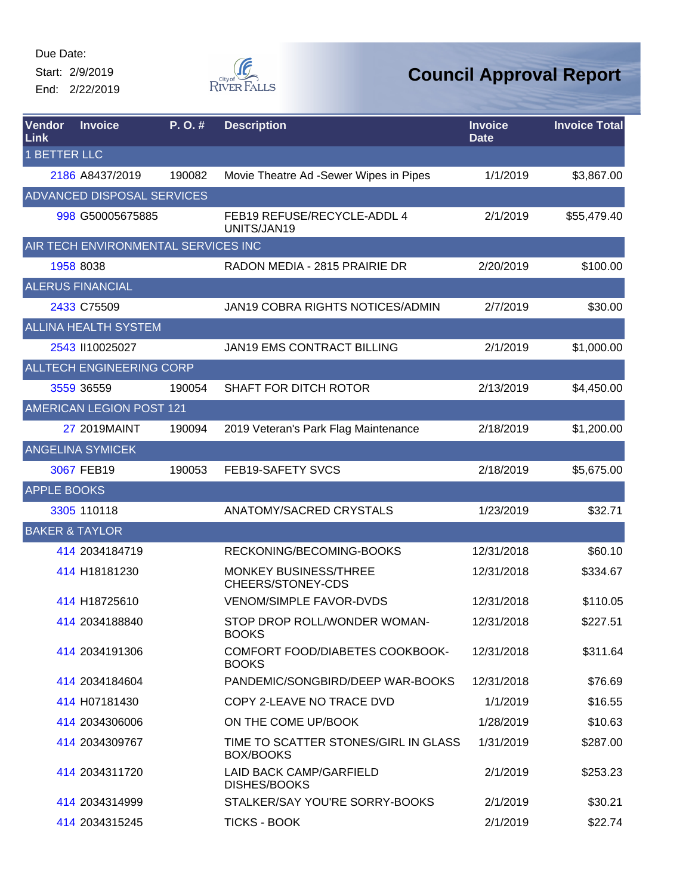Due Date:
Start: 2/9/2019
End: 2/22/2019

City of River Falls

# Council Approval Report

| Vendor Link | Invoice | P. O. # | Description | Invoice Date | Invoice Total |
|---|---|---|---|---|---|
| 1 BETTER LLC | | | | | |
| 2186 | A8437/2019 | 190082 | Movie Theatre Ad -Sewer Wipes in Pipes | 1/1/2019 | $3,867.00 |
| ADVANCED DISPOSAL SERVICES | | | | | |
| 998 | G50005675885 | | FEB19 REFUSE/RECYCLE-ADDL 4 UNITS/JAN19 | 2/1/2019 | $55,479.40 |
| AIR TECH ENVIRONMENTAL SERVICES INC | | | | | |
| 1958 | 8038 | | RADON MEDIA - 2815 PRAIRIE DR | 2/20/2019 | $100.00 |
| ALERUS FINANCIAL | | | | | |
| 2433 | C75509 | | JAN19 COBRA RIGHTS NOTICES/ADMIN | 2/7/2019 | $30.00 |
| ALLINA HEALTH SYSTEM | | | | | |
| 2543 | II10025027 | | JAN19 EMS CONTRACT BILLING | 2/1/2019 | $1,000.00 |
| ALLTECH ENGINEERING CORP | | | | | |
| 3559 | 36559 | 190054 | SHAFT FOR DITCH ROTOR | 2/13/2019 | $4,450.00 |
| AMERICAN LEGION POST 121 | | | | | |
| 27 | 2019MAINT | 190094 | 2019 Veteran's Park Flag Maintenance | 2/18/2019 | $1,200.00 |
| ANGELINA SYMICEK | | | | | |
| 3067 | FEB19 | 190053 | FEB19-SAFETY SVCS | 2/18/2019 | $5,675.00 |
| APPLE BOOKS | | | | | |
| 3305 | 110118 | | ANATOMY/SACRED CRYSTALS | 1/23/2019 | $32.71 |
| BAKER & TAYLOR | | | | | |
| 414 | 2034184719 | | RECKONING/BECOMING-BOOKS | 12/31/2018 | $60.10 |
| 414 | H18181230 | | MONKEY BUSINESS/THREE CHEERS/STONEY-CDS | 12/31/2018 | $334.67 |
| 414 | H18725610 | | VENOM/SIMPLE FAVOR-DVDS | 12/31/2018 | $110.05 |
| 414 | 2034188840 | | STOP DROP ROLL/WONDER WOMAN-BOOKS | 12/31/2018 | $227.51 |
| 414 | 2034191306 | | COMFORT FOOD/DIABETES COOKBOOK-BOOKS | 12/31/2018 | $311.64 |
| 414 | 2034184604 | | PANDEMIC/SONGBIRD/DEEP WAR-BOOKS | 12/31/2018 | $76.69 |
| 414 | H07181430 | | COPY 2-LEAVE NO TRACE DVD | 1/1/2019 | $16.55 |
| 414 | 2034306006 | | ON THE COME UP/BOOK | 1/28/2019 | $10.63 |
| 414 | 2034309767 | | TIME TO SCATTER STONES/GIRL IN GLASS BOX/BOOKS | 1/31/2019 | $287.00 |
| 414 | 2034311720 | | LAID BACK CAMP/GARFIELD DISHES/BOOKS | 2/1/2019 | $253.23 |
| 414 | 2034314999 | | STALKER/SAY YOU'RE SORRY-BOOKS | 2/1/2019 | $30.21 |
| 414 | 2034315245 | | TICKS - BOOK | 2/1/2019 | $22.74 |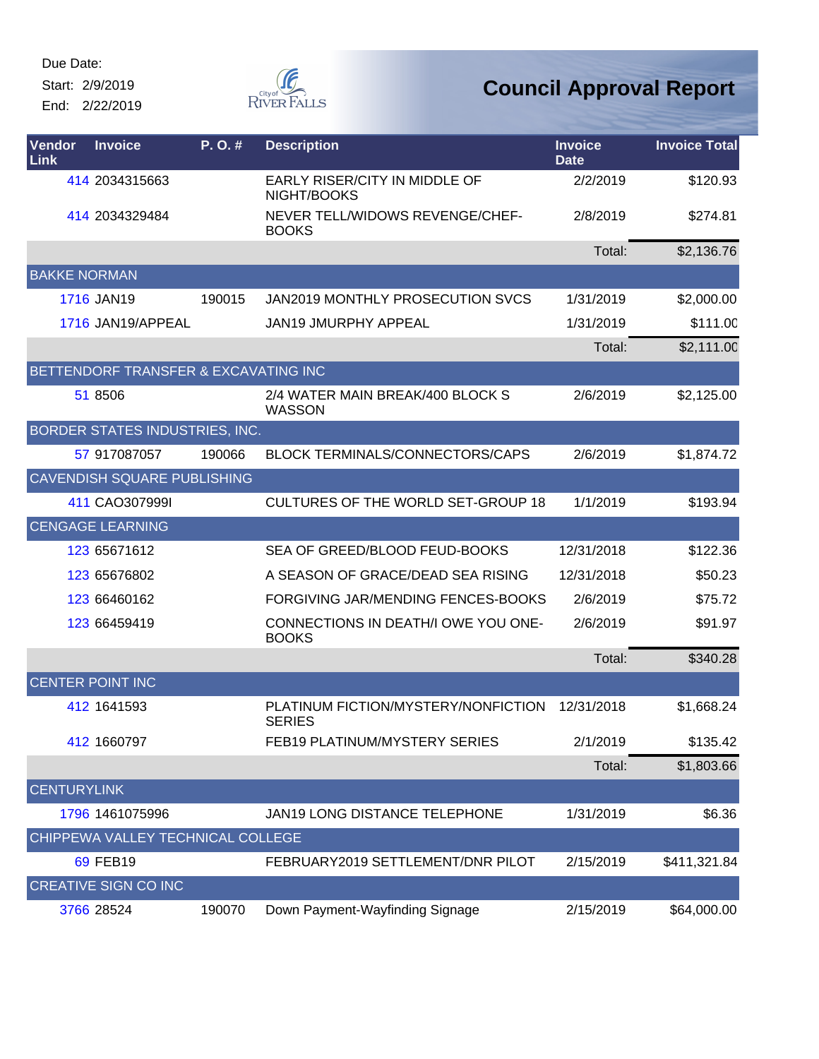Due Date:
Start: 2/9/2019
End: 2/22/2019

# Council Approval Report

| Vendor Link | Invoice | P. O. # | Description | Invoice Date | Invoice Total |
|---|---|---|---|---|---|
| 414 | 2034315663 | | EARLY RISER/CITY IN MIDDLE OF NIGHT/BOOKS | 2/2/2019 | $120.93 |
| 414 | 2034329484 | | NEVER TELL/WIDOWS REVENGE/CHEF-BOOKS | 2/8/2019 | $274.81 |
| | | | | Total: | $2,136.76 |
| BAKKE NORMAN | | | | | |
| 1716 | JAN19 | 190015 | JAN2019 MONTHLY PROSECUTION SVCS | 1/31/2019 | $2,000.00 |
| 1716 | JAN19/APPEAL | | JAN19 JMURPHY APPEAL | 1/31/2019 | $111.00 |
| | | | | Total: | $2,111.00 |
| BETTENDORF TRANSFER & EXCAVATING INC | | | | | |
| 51 | 8506 | | 2/4 WATER MAIN BREAK/400 BLOCK S WASSON | 2/6/2019 | $2,125.00 |
| BORDER STATES INDUSTRIES, INC. | | | | | |
| 57 | 917087057 | 190066 | BLOCK TERMINALS/CONNECTORS/CAPS | 2/6/2019 | $1,874.72 |
| CAVENDISH SQUARE PUBLISHING | | | | | |
| 411 | CAO307999I | | CULTURES OF THE WORLD SET-GROUP 18 | 1/1/2019 | $193.94 |
| CENGAGE LEARNING | | | | | |
| 123 | 65671612 | | SEA OF GREED/BLOOD FEUD-BOOKS | 12/31/2018 | $122.36 |
| 123 | 65676802 | | A SEASON OF GRACE/DEAD SEA RISING | 12/31/2018 | $50.23 |
| 123 | 66460162 | | FORGIVING JAR/MENDING FENCES-BOOKS | 2/6/2019 | $75.72 |
| 123 | 66459419 | | CONNECTIONS IN DEATH/I OWE YOU ONE-BOOKS | 2/6/2019 | $91.97 |
| | | | | Total: | $340.28 |
| CENTER POINT INC | | | | | |
| 412 | 1641593 | | PLATINUM FICTION/MYSTERY/NONFICTION SERIES | 12/31/2018 | $1,668.24 |
| 412 | 1660797 | | FEB19 PLATINUM/MYSTERY SERIES | 2/1/2019 | $135.42 |
| | | | | Total: | $1,803.66 |
| CENTURYLINK | | | | | |
| 1796 | 1461075996 | | JAN19 LONG DISTANCE TELEPHONE | 1/31/2019 | $6.36 |
| CHIPPEWA VALLEY TECHNICAL COLLEGE | | | | | |
| 69 | FEB19 | | FEBRUARY2019 SETTLEMENT/DNR PILOT | 2/15/2019 | $411,321.84 |
| CREATIVE SIGN CO INC | | | | | |
| 3766 | 28524 | 190070 | Down Payment-Wayfinding Signage | 2/15/2019 | $64,000.00 |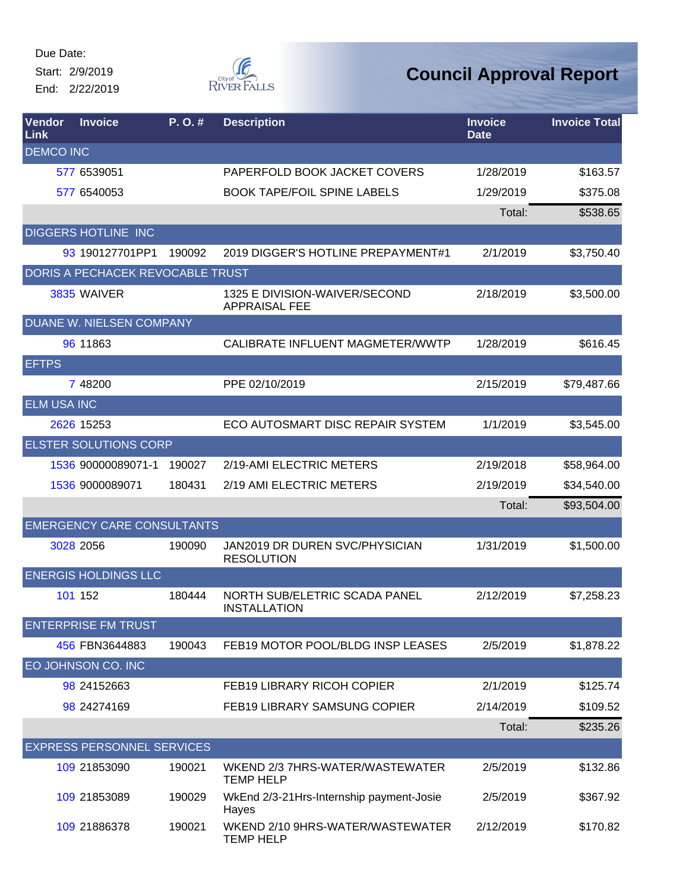Due Date:
Start: 2/9/2019
End: 2/22/2019

City of River Falls

# Council Approval Report

| Vendor Link | Invoice | P. O. # | Description | Invoice Date | Invoice Total |
|---|---|---|---|---|---|
| DEMCO INC | | | | | |
| 577 | 6539051 | | PAPERFOLD BOOK JACKET COVERS | 1/28/2019 | $163.57 |
| 577 | 6540053 | | BOOK TAPE/FOIL SPINE LABELS | 1/29/2019 | $375.08 |
| | | | | Total: | $538.65 |
| DIGGERS HOTLINE INC | | | | | |
| 93 | 190127701PP1 | 190092 | 2019 DIGGER'S HOTLINE PREPAYMENT#1 | 2/1/2019 | $3,750.40 |
| DORIS A PECHACEK REVOCABLE TRUST | | | | | |
| 3835 | WAIVER | | 1325 E DIVISION-WAIVER/SECOND APPRAISAL FEE | 2/18/2019 | $3,500.00 |
| DUANE W. NIELSEN COMPANY | | | | | |
| 96 | 11863 | | CALIBRATE INFLUENT MAGMETER/WWTP | 1/28/2019 | $616.45 |
| EFTPS | | | | | |
| 7 | 48200 | | PPE 02/10/2019 | 2/15/2019 | $79,487.66 |
| ELM USA INC | | | | | |
| 2626 | 15253 | | ECO AUTOSMART DISC REPAIR SYSTEM | 1/1/2019 | $3,545.00 |
| ELSTER SOLUTIONS CORP | | | | | |
| 1536 | 90000089071-1 | 190027 | 2/19-AMI ELECTRIC METERS | 2/19/2018 | $58,964.00 |
| 1536 | 9000089071 | 180431 | 2/19 AMI ELECTRIC METERS | 2/19/2019 | $34,540.00 |
| | | | | Total: | $93,504.00 |
| EMERGENCY CARE CONSULTANTS | | | | | |
| 3028 | 2056 | 190090 | JAN2019 DR DUREN SVC/PHYSICIAN RESOLUTION | 1/31/2019 | $1,500.00 |
| ENERGIS HOLDINGS LLC | | | | | |
| 101 | 152 | 180444 | NORTH SUB/ELETRIC SCADA PANEL INSTALLATION | 2/12/2019 | $7,258.23 |
| ENTERPRISE FM TRUST | | | | | |
| 456 | FBN3644883 | 190043 | FEB19 MOTOR POOL/BLDG INSP LEASES | 2/5/2019 | $1,878.22 |
| EO JOHNSON CO. INC | | | | | |
| 98 | 24152663 | | FEB19 LIBRARY RICOH COPIER | 2/1/2019 | $125.74 |
| 98 | 24274169 | | FEB19 LIBRARY SAMSUNG COPIER | 2/14/2019 | $109.52 |
| | | | | Total: | $235.26 |
| EXPRESS PERSONNEL SERVICES | | | | | |
| 109 | 21853090 | 190021 | WKEND 2/3 7HRS-WATER/WASTEWATER TEMP HELP | 2/5/2019 | $132.86 |
| 109 | 21853089 | 190029 | WkEnd 2/3-21Hrs-Internship payment-Josie Hayes | 2/5/2019 | $367.92 |
| 109 | 21886378 | 190021 | WKEND 2/10 9HRS-WATER/WASTEWATER TEMP HELP | 2/12/2019 | $170.82 |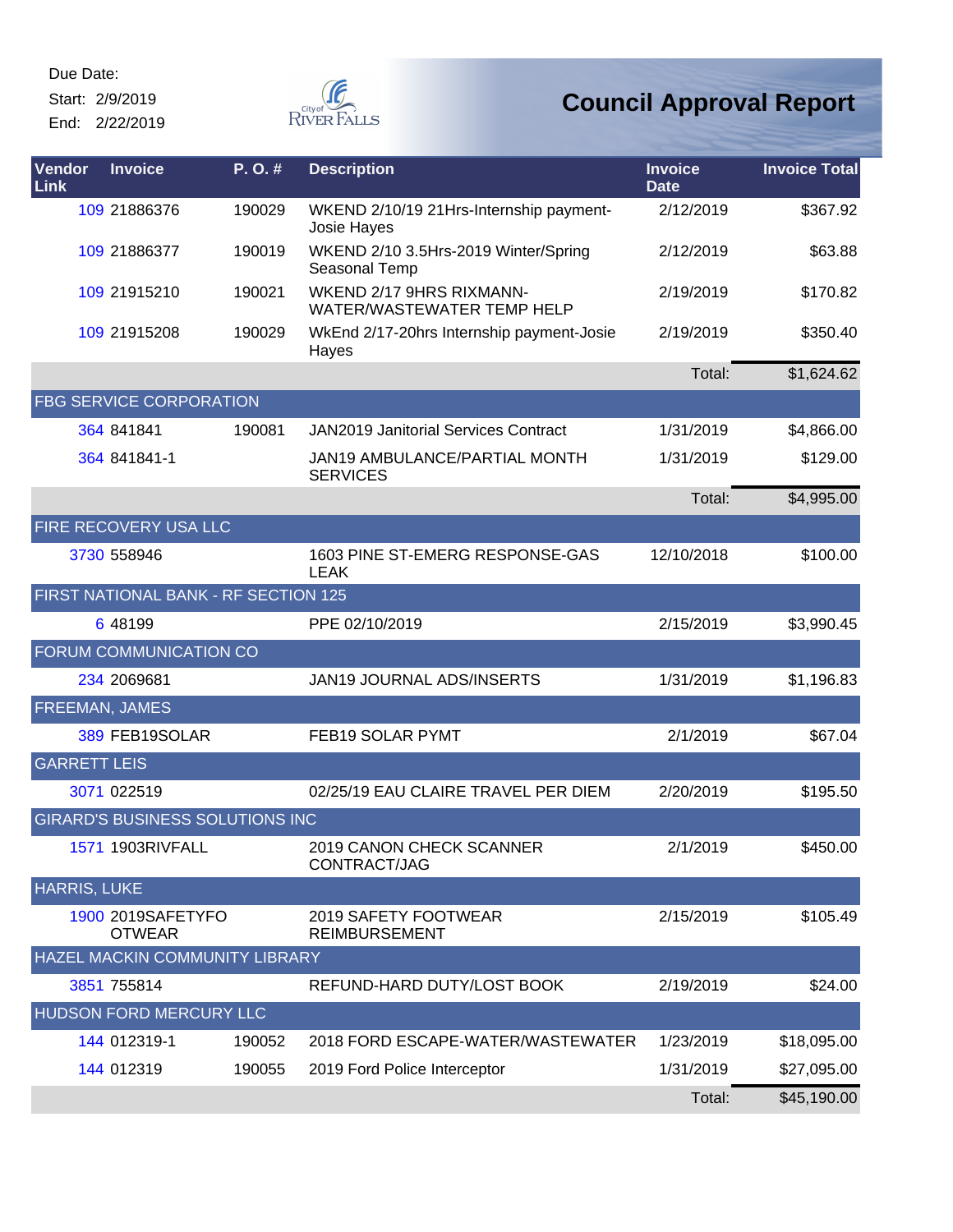Due Date:

Start: 2/9/2019

End: 2/22/2019

# Council Approval Report

| Vendor Link | Invoice | P. O. # | Description | Invoice Date | Invoice Total |
|---|---|---|---|---|---|
| 109 | 21886376 | 190029 | WKEND 2/10/19 21Hrs-Internship payment-Josie Hayes | 2/12/2019 | $367.92 |
| 109 | 21886377 | 190019 | WKEND 2/10 3.5Hrs-2019 Winter/Spring Seasonal Temp | 2/12/2019 | $63.88 |
| 109 | 21915210 | 190021 | WKEND 2/17 9HRS RIXMANN-WATER/WASTEWATER TEMP HELP | 2/19/2019 | $170.82 |
| 109 | 21915208 | 190029 | WkEnd 2/17-20hrs Internship payment-Josie Hayes | 2/19/2019 | $350.40 |
| | | | | Total: | $1,624.62 |
| FBG SERVICE CORPORATION | | | | | |
| 364 | 841841 | 190081 | JAN2019 Janitorial Services Contract | 1/31/2019 | $4,866.00 |
| 364 | 841841-1 | | JAN19 AMBULANCE/PARTIAL MONTH SERVICES | 1/31/2019 | $129.00 |
| | | | | Total: | $4,995.00 |
| FIRE RECOVERY USA LLC | | | | | |
| 3730 | 558946 | | 1603 PINE ST-EMERG RESPONSE-GAS LEAK | 12/10/2018 | $100.00 |
| FIRST NATIONAL BANK - RF SECTION 125 | | | | | |
| 6 | 48199 | | PPE 02/10/2019 | 2/15/2019 | $3,990.45 |
| FORUM COMMUNICATION CO | | | | | |
| 234 | 2069681 | | JAN19 JOURNAL ADS/INSERTS | 1/31/2019 | $1,196.83 |
| FREEMAN, JAMES | | | | | |
| 389 | FEB19SOLAR | | FEB19 SOLAR PYMT | 2/1/2019 | $67.04 |
| GARRETT LEIS | | | | | |
| 3071 | 022519 | | 02/25/19 EAU CLAIRE TRAVEL PER DIEM | 2/20/2019 | $195.50 |
| GIRARD'S BUSINESS SOLUTIONS INC | | | | | |
| 1571 | 1903RIVFALL | | 2019 CANON CHECK SCANNER CONTRACT/JAG | 2/1/2019 | $450.00 |
| HARRIS, LUKE | | | | | |
| 1900 | 2019SAFETYFOOTWEAR | | 2019 SAFETY FOOTWEAR REIMBURSEMENT | 2/15/2019 | $105.49 |
| HAZEL MACKIN COMMUNITY LIBRARY | | | | | |
| 3851 | 755814 | | REFUND-HARD DUTY/LOST BOOK | 2/19/2019 | $24.00 |
| HUDSON FORD MERCURY LLC | | | | | |
| 144 | 012319-1 | 190052 | 2018 FORD ESCAPE-WATER/WASTEWATER | 1/23/2019 | $18,095.00 |
| 144 | 012319 | 190055 | 2019 Ford Police Interceptor | 1/31/2019 | $27,095.00 |
| | | | | Total: | $45,190.00 |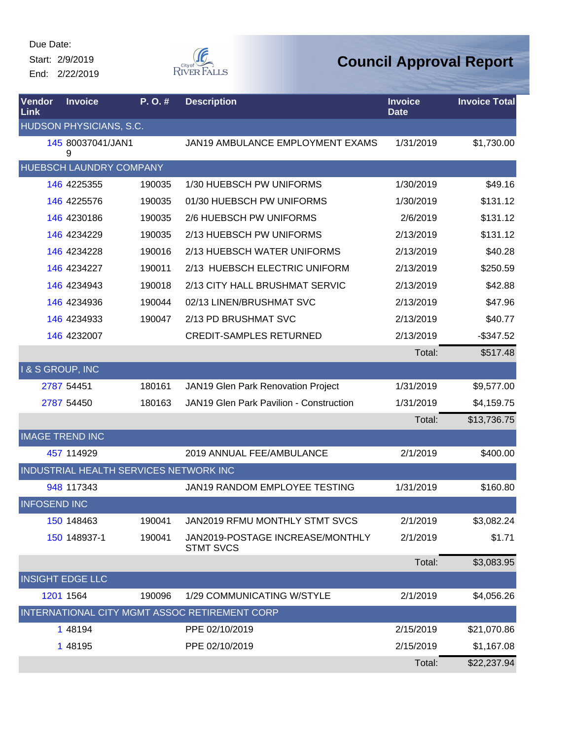Due Date:
Start: 2/9/2019
End: 2/22/2019

# Council Approval Report

| Vendor Link | Invoice | P. O. # | Description | Invoice Date | Invoice Total |
|---|---|---|---|---|---|
| HUDSON PHYSICIANS, S.C. | | | | | |
| 145 | 80037041/JAN19 | | JAN19 AMBULANCE EMPLOYMENT EXAMS | 1/31/2019 | $1,730.00 |
| HUEBSCH LAUNDRY COMPANY | | | | | |
| 146 | 4225355 | 190035 | 1/30 HUEBSCH PW UNIFORMS | 1/30/2019 | $49.16 |
| 146 | 4225576 | 190035 | 01/30 HUEBSCH PW UNIFORMS | 1/30/2019 | $131.12 |
| 146 | 4230186 | 190035 | 2/6 HUEBSCH PW UNIFORMS | 2/6/2019 | $131.12 |
| 146 | 4234229 | 190035 | 2/13 HUEBSCH PW UNIFORMS | 2/13/2019 | $131.12 |
| 146 | 4234228 | 190016 | 2/13 HUEBSCH WATER UNIFORMS | 2/13/2019 | $40.28 |
| 146 | 4234227 | 190011 | 2/13 HUEBSCH ELECTRIC UNIFORM | 2/13/2019 | $250.59 |
| 146 | 4234943 | 190018 | 2/13 CITY HALL BRUSHMAT SERVIC | 2/13/2019 | $42.88 |
| 146 | 4234936 | 190044 | 02/13 LINEN/BRUSHMAT SVC | 2/13/2019 | $47.96 |
| 146 | 4234933 | 190047 | 2/13 PD BRUSHMAT SVC | 2/13/2019 | $40.77 |
| 146 | 4232007 | | CREDIT-SAMPLES RETURNED | 2/13/2019 | -$347.52 |
| | | | | Total: | $517.48 |
| I & S GROUP, INC | | | | | |
| 2787 | 54451 | 180161 | JAN19 Glen Park Renovation Project | 1/31/2019 | $9,577.00 |
| 2787 | 54450 | 180163 | JAN19 Glen Park Pavilion - Construction | 1/31/2019 | $4,159.75 |
| | | | | Total: | $13,736.75 |
| IMAGE TREND INC | | | | | |
| 457 | 114929 | | 2019 ANNUAL FEE/AMBULANCE | 2/1/2019 | $400.00 |
| INDUSTRIAL HEALTH SERVICES NETWORK INC | | | | | |
| 948 | 117343 | | JAN19 RANDOM EMPLOYEE TESTING | 1/31/2019 | $160.80 |
| INFOSEND INC | | | | | |
| 150 | 148463 | 190041 | JAN2019 RFMU MONTHLY STMT SVCS | 2/1/2019 | $3,082.24 |
| 150 | 148937-1 | 190041 | JAN2019-POSTAGE INCREASE/MONTHLY STMT SVCS | 2/1/2019 | $1.71 |
| | | | | Total: | $3,083.95 |
| INSIGHT EDGE LLC | | | | | |
| 1201 | 1564 | 190096 | 1/29 COMMUNICATING W/STYLE | 2/1/2019 | $4,056.26 |
| INTERNATIONAL CITY MGMT ASSOC RETIREMENT CORP | | | | | |
| 1 | 48194 | | PPE 02/10/2019 | 2/15/2019 | $21,070.86 |
| 1 | 48195 | | PPE 02/10/2019 | 2/15/2019 | $1,167.08 |
| | | | | Total: | $22,237.94 |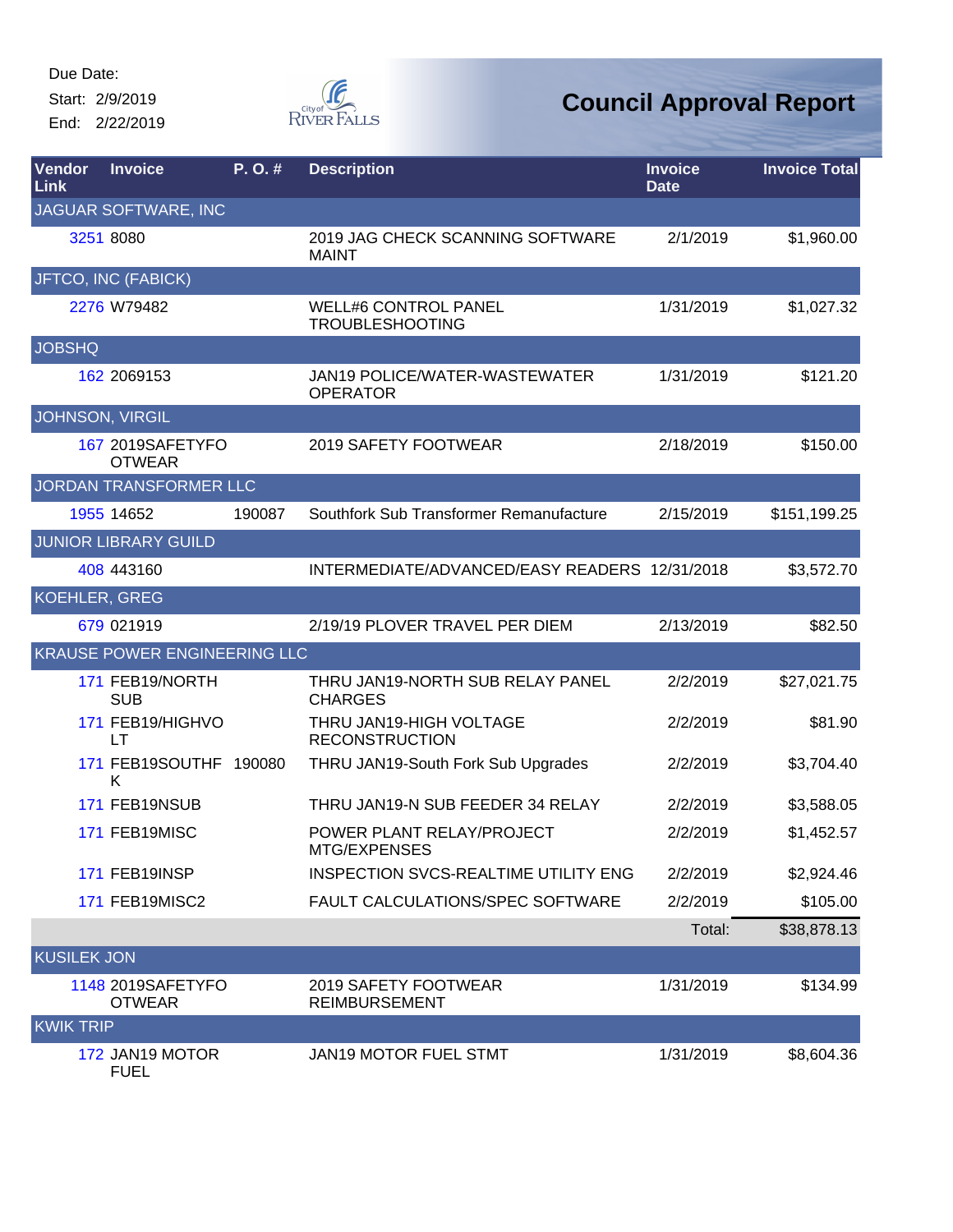Due Date:

Start: 2/9/2019

End: 2/22/2019

# Council Approval Report

| Vendor Link | Invoice | P. O. # | Description | Invoice Date | Invoice Total |
|---|---|---|---|---|---|
| JAGUAR SOFTWARE, INC | | | | | |
| 3251 | 8080 | | 2019 JAG CHECK SCANNING SOFTWARE MAINT | 2/1/2019 | $1,960.00 |
| JFTCO, INC (FABICK) | | | | | |
| 2276 | W79482 | | WELL#6 CONTROL PANEL TROUBLESHOOTING | 1/31/2019 | $1,027.32 |
| JOBSHQ | | | | | |
| 162 | 2069153 | | JAN19 POLICE/WATER-WASTEWATER OPERATOR | 1/31/2019 | $121.20 |
| JOHNSON, VIRGIL | | | | | |
| 167 | 2019SAFETYFOOTWEAR | | 2019 SAFETY FOOTWEAR | 2/18/2019 | $150.00 |
| JORDAN TRANSFORMER LLC | | | | | |
| 1955 | 14652 | 190087 | Southfork Sub Transformer Remanufacture | 2/15/2019 | $151,199.25 |
| JUNIOR LIBRARY GUILD | | | | | |
| 408 | 443160 | | INTERMEDIATE/ADVANCED/EASY READERS | 12/31/2018 | $3,572.70 |
| KOEHLER, GREG | | | | | |
| 679 | 021919 | | 2/19/19 PLOVER TRAVEL PER DIEM | 2/13/2019 | $82.50 |
| KRAUSE POWER ENGINEERING LLC | | | | | |
| 171 | FEB19/NORTH SUB | | THRU JAN19-NORTH SUB RELAY PANEL CHARGES | 2/2/2019 | $27,021.75 |
| 171 | FEB19/HIGHVOLT | | THRU JAN19-HIGH VOLTAGE RECONSTRUCTION | 2/2/2019 | $81.90 |
| 171 | FEB19SOUTHFK | 190080 | THRU JAN19-South Fork Sub Upgrades | 2/2/2019 | $3,704.40 |
| 171 | FEB19NSUB | | THRU JAN19-N SUB FEEDER 34 RELAY | 2/2/2019 | $3,588.05 |
| 171 | FEB19MISC | | POWER PLANT RELAY/PROJECT MTG/EXPENSES | 2/2/2019 | $1,452.57 |
| 171 | FEB19INSP | | INSPECTION SVCS-REALTIME UTILITY ENG | 2/2/2019 | $2,924.46 |
| 171 | FEB19MISC2 | | FAULT CALCULATIONS/SPEC SOFTWARE | 2/2/2019 | $105.00 |
| | | | | Total: | $38,878.13 |
| KUSILEK JON | | | | | |
| 1148 | 2019SAFETYFOOTWEAR | | 2019 SAFETY FOOTWEAR REIMBURSEMENT | 1/31/2019 | $134.99 |
| KWIK TRIP | | | | | |
| 172 | JAN19 MOTOR FUEL | | JAN19 MOTOR FUEL STMT | 1/31/2019 | $8,604.36 |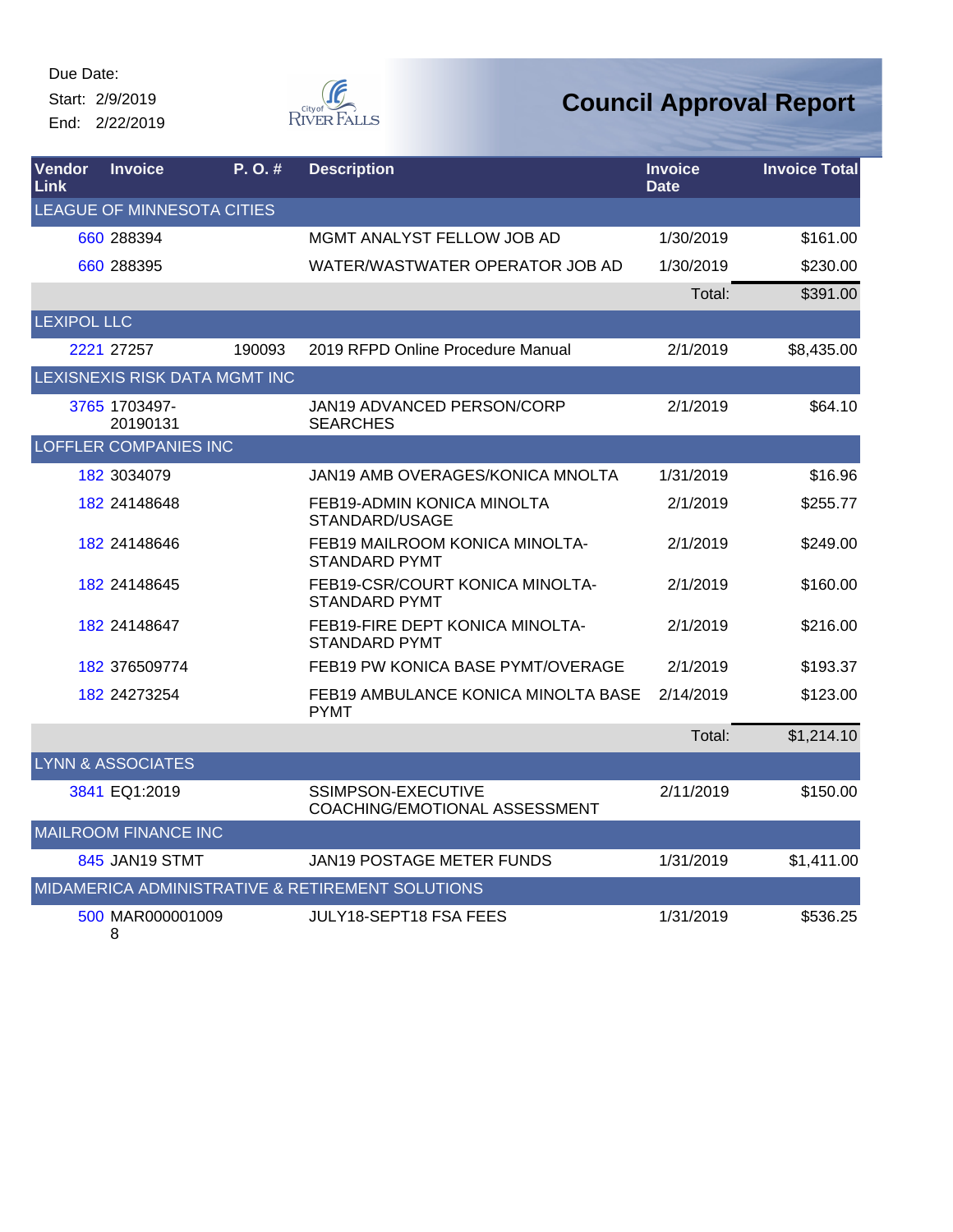Due Date:
Start: 2/9/2019
End: 2/22/2019

# Council Approval Report

| Vendor Link | Invoice | P. O. # | Description | Invoice Date | Invoice Total |
|---|---|---|---|---|---|
| LEAGUE OF MINNESOTA CITIES | | | | | |
| 660 | 288394 | | MGMT ANALYST FELLOW JOB AD | 1/30/2019 | $161.00 |
| 660 | 288395 | | WATER/WASTWATER OPERATOR JOB AD | 1/30/2019 | $230.00 |
| | | | | Total: | $391.00 |
| LEXIPOL LLC | | | | | |
| 2221 | 27257 | 190093 | 2019 RFPD Online Procedure Manual | 2/1/2019 | $8,435.00 |
| LEXISNEXIS RISK DATA MGMT INC | | | | | |
| 3765 | 1703497-20190131 | | JAN19 ADVANCED PERSON/CORP SEARCHES | 2/1/2019 | $64.10 |
| LOFFLER COMPANIES INC | | | | | |
| 182 | 3034079 | | JAN19 AMB OVERAGES/KONICA MNOLTA | 1/31/2019 | $16.96 |
| 182 | 24148648 | | FEB19-ADMIN KONICA MINOLTA STANDARD/USAGE | 2/1/2019 | $255.77 |
| 182 | 24148646 | | FEB19 MAILROOM KONICA MINOLTA-STANDARD PYMT | 2/1/2019 | $249.00 |
| 182 | 24148645 | | FEB19-CSR/COURT KONICA MINOLTA-STANDARD PYMT | 2/1/2019 | $160.00 |
| 182 | 24148647 | | FEB19-FIRE DEPT KONICA MINOLTA-STANDARD PYMT | 2/1/2019 | $216.00 |
| 182 | 376509774 | | FEB19 PW KONICA BASE PYMT/OVERAGE | 2/1/2019 | $193.37 |
| 182 | 24273254 | | FEB19 AMBULANCE KONICA MINOLTA BASE PYMT | 2/14/2019 | $123.00 |
| | | | | Total: | $1,214.10 |
| LYNN & ASSOCIATES | | | | | |
| 3841 | EQ1:2019 | | SSIMPSON-EXECUTIVE COACHING/EMOTIONAL ASSESSMENT | 2/11/2019 | $150.00 |
| MAILROOM FINANCE INC | | | | | |
| 845 | JAN19 STMT | | JAN19 POSTAGE METER FUNDS | 1/31/2019 | $1,411.00 |
| MIDAMERICA ADMINISTRATIVE & RETIREMENT SOLUTIONS | | | | | |
| 500 | MAR0000010098 | | JULY18-SEPT18 FSA FEES | 1/31/2019 | $536.25 |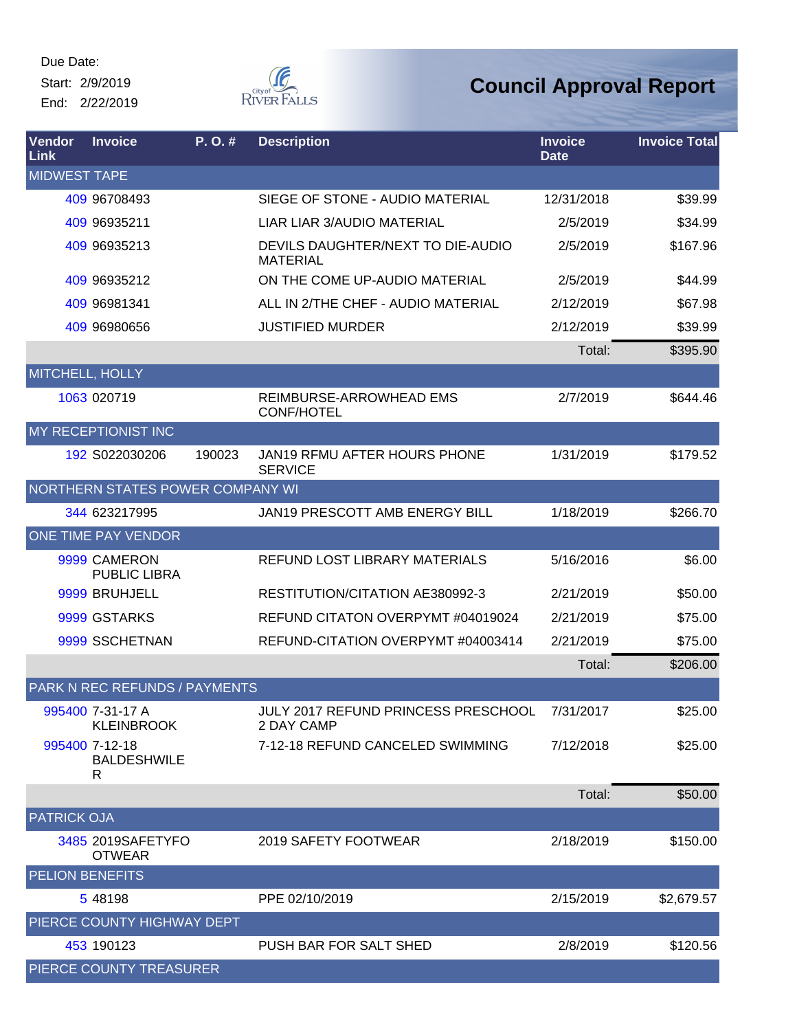Due Date:
Start: 2/9/2019
End: 2/22/2019

# Council Approval Report

| Vendor Link | Invoice | P. O. # | Description | Invoice Date | Invoice Total |
|---|---|---|---|---|---|
| MIDWEST TAPE | | | | | |
| 409 | 96708493 | | SIEGE OF STONE - AUDIO MATERIAL | 12/31/2018 | $39.99 |
| 409 | 96935211 | | LIAR LIAR 3/AUDIO MATERIAL | 2/5/2019 | $34.99 |
| 409 | 96935213 | | DEVILS DAUGHTER/NEXT TO DIE-AUDIO MATERIAL | 2/5/2019 | $167.96 |
| 409 | 96935212 | | ON THE COME UP-AUDIO MATERIAL | 2/5/2019 | $44.99 |
| 409 | 96981341 | | ALL IN 2/THE CHEF - AUDIO MATERIAL | 2/12/2019 | $67.98 |
| 409 | 96980656 | | JUSTIFIED MURDER | 2/12/2019 | $39.99 |
| | | | | Total: | $395.90 |
| MITCHELL, HOLLY | | | | | |
| 1063 | 020719 | | REIMBURSE-ARROWHEAD EMS CONF/HOTEL | 2/7/2019 | $644.46 |
| MY RECEPTIONIST INC | | | | | |
| 192 | S022030206 | 190023 | JAN19 RFMU AFTER HOURS PHONE SERVICE | 1/31/2019 | $179.52 |
| NORTHERN STATES POWER COMPANY WI | | | | | |
| 344 | 623217995 | | JAN19 PRESCOTT AMB ENERGY BILL | 1/18/2019 | $266.70 |
| ONE TIME PAY VENDOR | | | | | |
| 9999 | CAMERON PUBLIC LIBRA | | REFUND LOST LIBRARY MATERIALS | 5/16/2016 | $6.00 |
| 9999 | BRUHJELL | | RESTITUTION/CITATION AE380992-3 | 2/21/2019 | $50.00 |
| 9999 | GSTARKS | | REFUND CITATON OVERPYMT #04019024 | 2/21/2019 | $75.00 |
| 9999 | SSCHETNAN | | REFUND-CITATION OVERPYMT #04003414 | 2/21/2019 | $75.00 |
| | | | | Total: | $206.00 |
| PARK N REC REFUNDS / PAYMENTS | | | | | |
| 995400 | 7-31-17 A KLEINBROOK | | JULY 2017 REFUND PRINCESS PRESCHOOL 2 DAY CAMP | 7/31/2017 | $25.00 |
| 995400 | 7-12-18 BALDESHWILER | | 7-12-18 REFUND CANCELED SWIMMING | 7/12/2018 | $25.00 |
| | | | | Total: | $50.00 |
| PATRICK OJA | | | | | |
| 3485 | 2019SAFETYFOOTWEAR | | 2019 SAFETY FOOTWEAR | 2/18/2019 | $150.00 |
| PELION BENEFITS | | | | | |
| 5 | 48198 | | PPE 02/10/2019 | 2/15/2019 | $2,679.57 |
| PIERCE COUNTY HIGHWAY DEPT | | | | | |
| 453 | 190123 | | PUSH BAR FOR SALT SHED | 2/8/2019 | $120.56 |
| PIERCE COUNTY TREASURER | | | | | |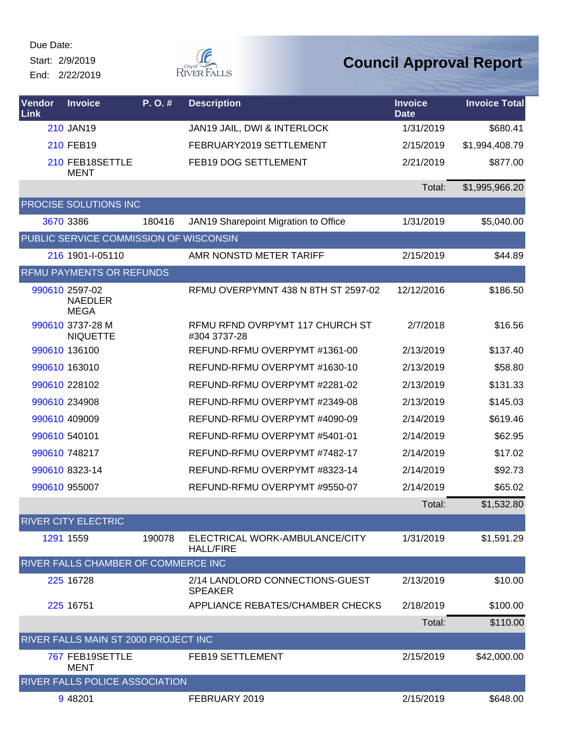Due Date:
Start: 2/9/2019
End: 2/22/2019

# Council Approval Report

| Vendor Link | Invoice | P. O. # | Description | Invoice Date | Invoice Total |
|---|---|---|---|---|---|
| 210 | JAN19 | | JAN19 JAIL, DWI & INTERLOCK | 1/31/2019 | $680.41 |
| 210 | FEB19 | | FEBRUARY2019 SETTLEMENT | 2/15/2019 | $1,994,408.79 |
| 210 | FEB18SETTLEMENT | | FEB19 DOG SETTLEMENT | 2/21/2019 | $877.00 |
| | | | | Total: | $1,995,966.20 |
| PROCISE SOLUTIONS INC | | | | | |
| 3670 | 3386 | 180416 | JAN19 Sharepoint Migration to Office | 1/31/2019 | $5,040.00 |
| PUBLIC SERVICE COMMISSION OF WISCONSIN | | | | | |
| 216 | 1901-I-05110 | | AMR NONSTD METER TARIFF | 2/15/2019 | $44.89 |
| RFMU PAYMENTS OR REFUNDS | | | | | |
| 990610 | 2597-02 NAEDLER MEGA | | RFMU OVERPYMNT 438 N 8TH ST 2597-02 | 12/12/2016 | $186.50 |
| 990610 | 3737-28 M NIQUETTE | | RFMU RFND OVRPYMT 117 CHURCH ST #304 3737-28 | 2/7/2018 | $16.56 |
| 990610 | 136100 | | REFUND-RFMU OVERPYMT #1361-00 | 2/13/2019 | $137.40 |
| 990610 | 163010 | | REFUND-RFMU OVERPYMT #1630-10 | 2/13/2019 | $58.80 |
| 990610 | 228102 | | REFUND-RFMU OVERPYMT #2281-02 | 2/13/2019 | $131.33 |
| 990610 | 234908 | | REFUND-RFMU OVERPYMT #2349-08 | 2/13/2019 | $145.03 |
| 990610 | 409009 | | REFUND-RFMU OVERPYMT #4090-09 | 2/14/2019 | $619.46 |
| 990610 | 540101 | | REFUND-RFMU OVERPYMT #5401-01 | 2/14/2019 | $62.95 |
| 990610 | 748217 | | REFUND-RFMU OVERPYMT #7482-17 | 2/14/2019 | $17.02 |
| 990610 | 8323-14 | | REFUND-RFMU OVERPYMT #8323-14 | 2/14/2019 | $92.73 |
| 990610 | 955007 | | REFUND-RFMU OVERPYMT #9550-07 | 2/14/2019 | $65.02 |
| | | | | Total: | $1,532.80 |
| RIVER CITY ELECTRIC | | | | | |
| 1291 | 1559 | 190078 | ELECTRICAL WORK-AMBULANCE/CITY HALL/FIRE | 1/31/2019 | $1,591.29 |
| RIVER FALLS CHAMBER OF COMMERCE INC | | | | | |
| 225 | 16728 | | 2/14 LANDLORD CONNECTIONS-GUEST SPEAKER | 2/13/2019 | $10.00 |
| 225 | 16751 | | APPLIANCE REBATES/CHAMBER CHECKS | 2/18/2019 | $100.00 |
| | | | | Total: | $110.00 |
| RIVER FALLS MAIN ST 2000 PROJECT INC | | | | | |
| 767 | FEB19SETTLEMENT | | FEB19 SETTLEMENT | 2/15/2019 | $42,000.00 |
| RIVER FALLS POLICE ASSOCIATION | | | | | |
| 9 | 48201 | | FEBRUARY 2019 | 2/15/2019 | $648.00 |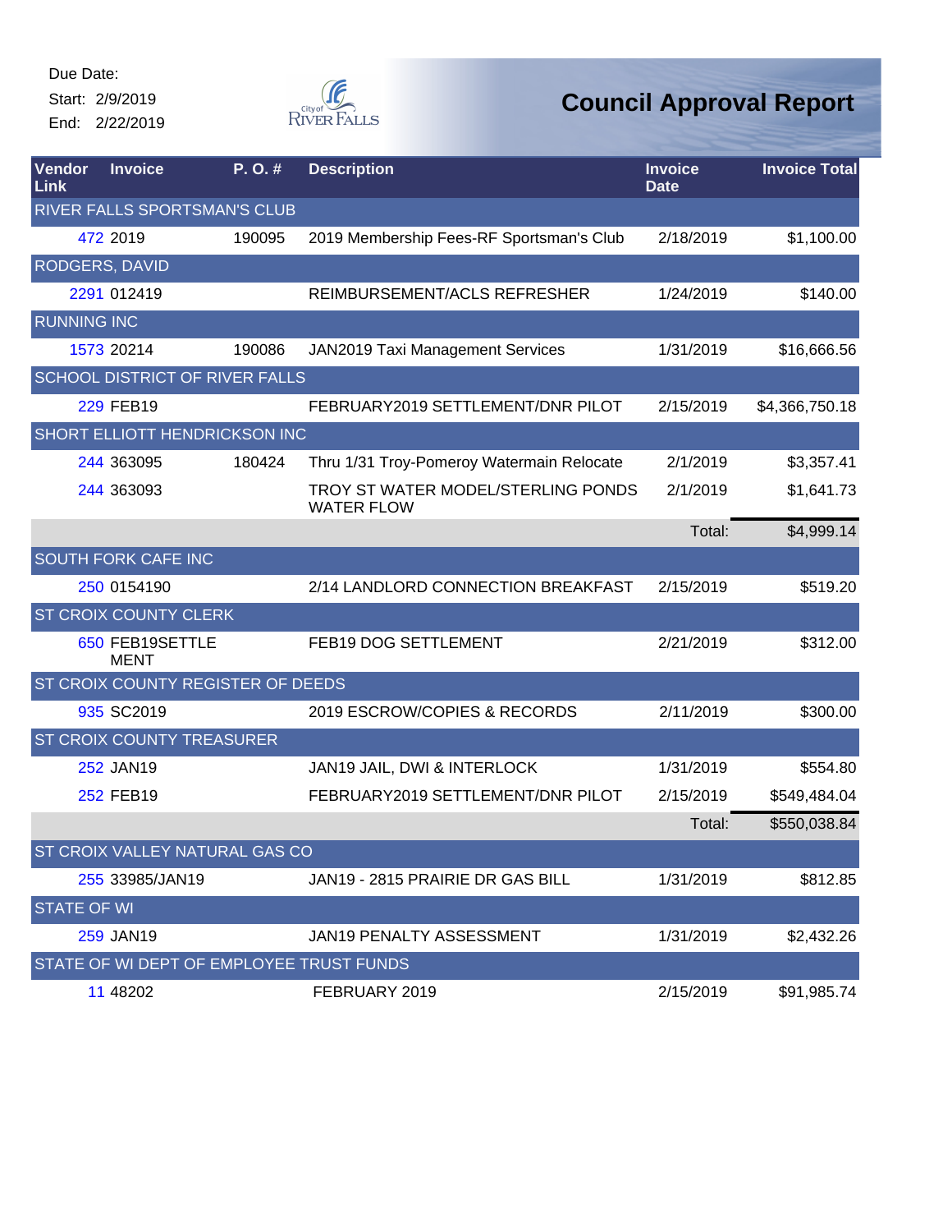Due Date:
Start: 2/9/2019
End: 2/22/2019

# Council Approval Report

| Vendor Link | Invoice | P. O. # | Description | Invoice Date | Invoice Total |
|---|---|---|---|---|---|
| RIVER FALLS SPORTSMAN'S CLUB | | | | | |
| 472 | 2019 | 190095 | 2019 Membership Fees-RF Sportsman's Club | 2/18/2019 | $1,100.00 |
| RODGERS, DAVID | | | | | |
| 2291 | 012419 | | REIMBURSEMENT/ACLS REFRESHER | 1/24/2019 | $140.00 |
| RUNNING INC | | | | | |
| 1573 | 20214 | 190086 | JAN2019 Taxi Management Services | 1/31/2019 | $16,666.56 |
| SCHOOL DISTRICT OF RIVER FALLS | | | | | |
| 229 | FEB19 | | FEBRUARY2019 SETTLEMENT/DNR PILOT | 2/15/2019 | $4,366,750.18 |
| SHORT ELLIOTT HENDRICKSON INC | | | | | |
| 244 | 363095 | 180424 | Thru 1/31 Troy-Pomeroy Watermain Relocate | 2/1/2019 | $3,357.41 |
| 244 | 363093 | | TROY ST WATER MODEL/STERLING PONDS WATER FLOW | 2/1/2019 | $1,641.73 |
| | | | | Total: | $4,999.14 |
| SOUTH FORK CAFE INC | | | | | |
| 250 | 0154190 | | 2/14 LANDLORD CONNECTION BREAKFAST | 2/15/2019 | $519.20 |
| ST CROIX COUNTY CLERK | | | | | |
| 650 | FEB19SETTLEMENT | | FEB19 DOG SETTLEMENT | 2/21/2019 | $312.00 |
| ST CROIX COUNTY REGISTER OF DEEDS | | | | | |
| 935 | SC2019 | | 2019 ESCROW/COPIES & RECORDS | 2/11/2019 | $300.00 |
| ST CROIX COUNTY TREASURER | | | | | |
| 252 | JAN19 | | JAN19 JAIL, DWI & INTERLOCK | 1/31/2019 | $554.80 |
| 252 | FEB19 | | FEBRUARY2019 SETTLEMENT/DNR PILOT | 2/15/2019 | $549,484.04 |
| | | | | Total: | $550,038.84 |
| ST CROIX VALLEY NATURAL GAS CO | | | | | |
| 255 | 33985/JAN19 | | JAN19 - 2815 PRAIRIE DR GAS BILL | 1/31/2019 | $812.85 |
| STATE OF WI | | | | | |
| 259 | JAN19 | | JAN19 PENALTY ASSESSMENT | 1/31/2019 | $2,432.26 |
| STATE OF WI DEPT OF EMPLOYEE TRUST FUNDS | | | | | |
| 11 | 48202 | | FEBRUARY 2019 | 2/15/2019 | $91,985.74 |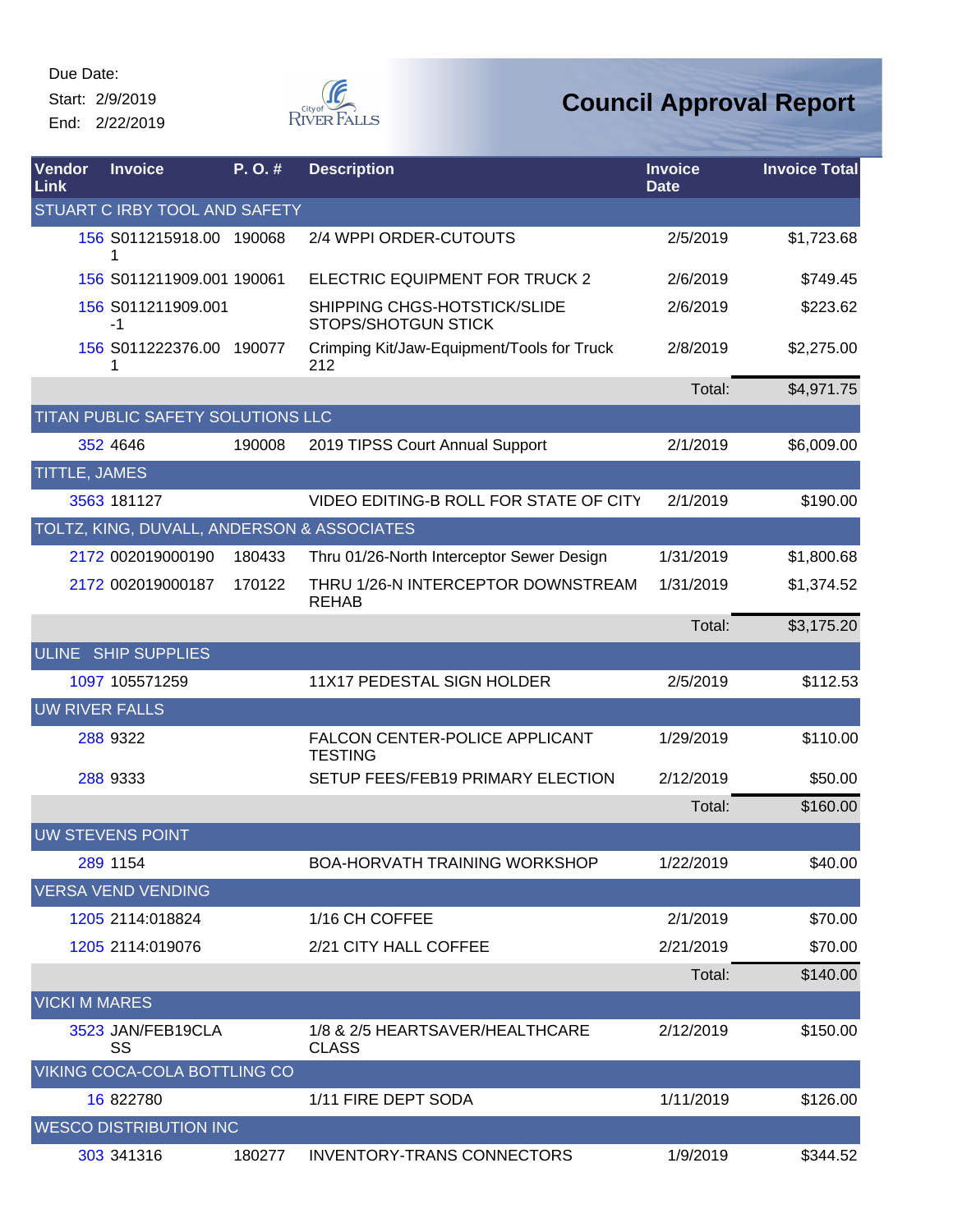Due Date:

Start: 2/9/2019

End: 2/22/2019

City of River Falls

# Council Approval Report

| Vendor Link | Invoice | P. O. # | Description | Invoice Date | Invoice Total |
|---|---|---|---|---|---|
| STUART C IRBY TOOL AND SAFETY | | | | | |
| 156 | S011215918.001 | 190068 | 2/4 WPPI ORDER-CUTOUTS | 2/5/2019 | $1,723.68 |
| 156 | S011211909.001 | 190061 | ELECTRIC EQUIPMENT FOR TRUCK 2 | 2/6/2019 | $749.45 |
| 156 | S011211909.001-1 | | SHIPPING CHGS-HOTSTICK/SLIDE STOPS/SHOTGUN STICK | 2/6/2019 | $223.62 |
| 156 | S011222376.001 | 190077 | Crimping Kit/Jaw-Equipment/Tools for Truck 212 | 2/8/2019 | $2,275.00 |
| | | | | Total: | $4,971.75 |
| TITAN PUBLIC SAFETY SOLUTIONS LLC | | | | | |
| 352 | 4646 | 190008 | 2019 TIPSS Court Annual Support | 2/1/2019 | $6,009.00 |
| TITTLE, JAMES | | | | | |
| 3563 | 181127 | | VIDEO EDITING-B ROLL FOR STATE OF CITY | 2/1/2019 | $190.00 |
| TOLTZ, KING, DUVALL, ANDERSON & ASSOCIATES | | | | | |
| 2172 | 002019000190 | 180433 | Thru 01/26-North Interceptor Sewer Design | 1/31/2019 | $1,800.68 |
| 2172 | 002019000187 | 170122 | THRU 1/26-N INTERCEPTOR DOWNSTREAM REHAB | 1/31/2019 | $1,374.52 |
| | | | | Total: | $3,175.20 |
| ULINE SHIP SUPPLIES | | | | | |
| 1097 | 105571259 | | 11X17 PEDESTAL SIGN HOLDER | 2/5/2019 | $112.53 |
| UW RIVER FALLS | | | | | |
| 288 | 9322 | | FALCON CENTER-POLICE APPLICANT TESTING | 1/29/2019 | $110.00 |
| 288 | 9333 | | SETUP FEES/FEB19 PRIMARY ELECTION | 2/12/2019 | $50.00 |
| | | | | Total: | $160.00 |
| UW STEVENS POINT | | | | | |
| 289 | 1154 | | BOA-HORVATH TRAINING WORKSHOP | 1/22/2019 | $40.00 |
| VERSA VEND VENDING | | | | | |
| 1205 | 2114:018824 | | 1/16 CH COFFEE | 2/1/2019 | $70.00 |
| 1205 | 2114:019076 | | 2/21 CITY HALL COFFEE | 2/21/2019 | $70.00 |
| | | | | Total: | $140.00 |
| VICKI M MARES | | | | | |
| 3523 | JAN/FEB19CLASS | | 1/8 & 2/5 HEARTSAVER/HEALTHCARE CLASS | 2/12/2019 | $150.00 |
| VIKING COCA-COLA BOTTLING CO | | | | | |
| 16 | 822780 | | 1/11 FIRE DEPT SODA | 1/11/2019 | $126.00 |
| WESCO DISTRIBUTION INC | | | | | |
| 303 | 341316 | 180277 | INVENTORY-TRANS CONNECTORS | 1/9/2019 | $344.52 |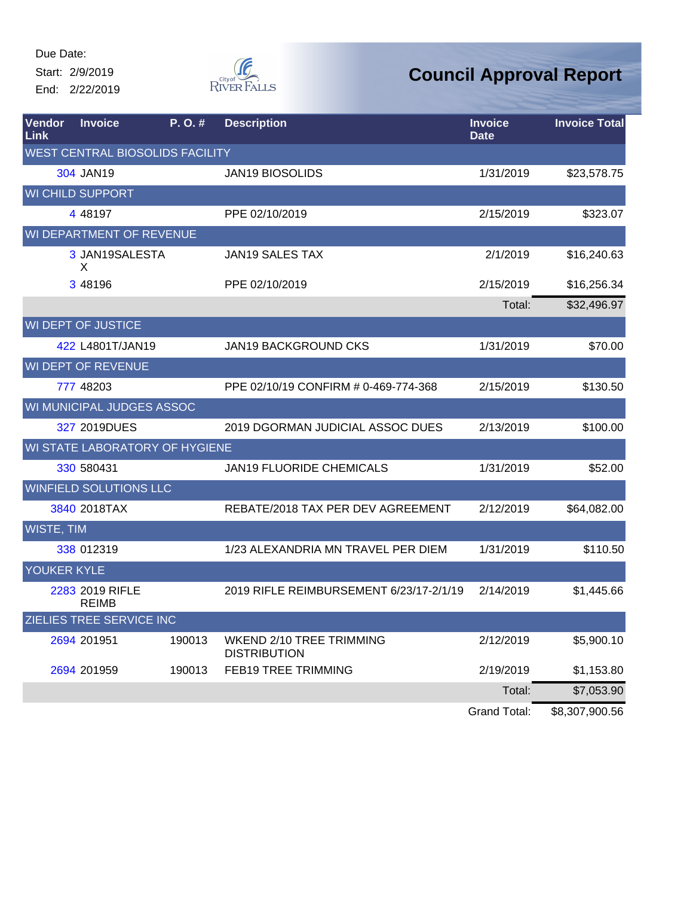Due Date:
Start: 2/9/2019
End: 2/22/2019

City of River Falls

# Council Approval Report

| Vendor Link | Invoice | P. O. # | Description | Invoice Date | Invoice Total |
|---|---|---|---|---|---|
| WEST CENTRAL BIOSOLIDS FACILITY | | | | | |
| 304 | JAN19 | | JAN19 BIOSOLIDS | 1/31/2019 | $23,578.75 |
| WI CHILD SUPPORT | | | | | |
| 4 | 48197 | | PPE 02/10/2019 | 2/15/2019 | $323.07 |
| WI DEPARTMENT OF REVENUE | | | | | |
| 3 | JAN19SALESTAX | | JAN19 SALES TAX | 2/1/2019 | $16,240.63 |
| 3 | 48196 | | PPE 02/10/2019 | 2/15/2019 | $16,256.34 |
| | | | | Total: | $32,496.97 |
| WI DEPT OF JUSTICE | | | | | |
| 422 | L4801T/JAN19 | | JAN19 BACKGROUND CKS | 1/31/2019 | $70.00 |
| WI DEPT OF REVENUE | | | | | |
| 777 | 48203 | | PPE 02/10/19 CONFIRM # 0-469-774-368 | 2/15/2019 | $130.50 |
| WI MUNICIPAL JUDGES ASSOC | | | | | |
| 327 | 2019DUES | | 2019 DGORMAN JUDICIAL ASSOC DUES | 2/13/2019 | $100.00 |
| WI STATE LABORATORY OF HYGIENE | | | | | |
| 330 | 580431 | | JAN19 FLUORIDE CHEMICALS | 1/31/2019 | $52.00 |
| WINFIELD SOLUTIONS LLC | | | | | |
| 3840 | 2018TAX | | REBATE/2018 TAX PER DEV AGREEMENT | 2/12/2019 | $64,082.00 |
| WISTE, TIM | | | | | |
| 338 | 012319 | | 1/23 ALEXANDRIA MN TRAVEL PER DIEM | 1/31/2019 | $110.50 |
| YOUKER KYLE | | | | | |
| 2283 | 2019 RIFLE REIMB | | 2019 RIFLE REIMBURSEMENT 6/23/17-2/1/19 | 2/14/2019 | $1,445.66 |
| ZIELIES TREE SERVICE INC | | | | | |
| 2694 | 201951 | 190013 | WKEND 2/10 TREE TRIMMING DISTRIBUTION | 2/12/2019 | $5,900.10 |
| 2694 | 201959 | 190013 | FEB19 TREE TRIMMING | 2/19/2019 | $1,153.80 |
| | | | | Total: | $7,053.90 |
| | | | | Grand Total: | $8,307,900.56 |